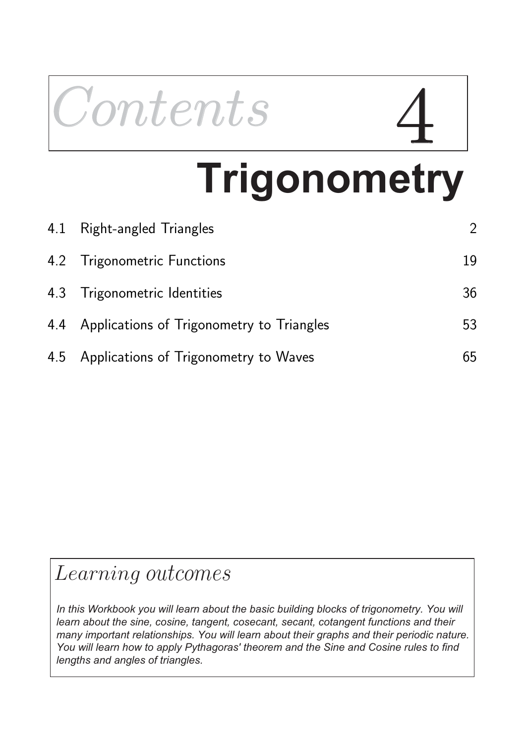# *Contents* 4

# Trigonometry

| | | |
|---|---|---|
| 4.1 | Right-angled Triangles | 2 |
| 4.2 | Trigonometric Functions | 19 |
| 4.3 | Trigonometric Identities | 36 |
| 4.4 | Applications of Trigonometry to Triangles | 53 |
| 4.5 | Applications of Trigonometry to Waves | 65 |

## *Learning outcomes*

*In this Workbook you will learn about the basic building blocks of trigonometry. You will learn about the sine, cosine, tangent, cosecant, secant, cotangent functions and their many important relationships. You will learn about their graphs and their periodic nature. You will learn how to apply Pythagoras' theorem and the Sine and Cosine rules to find lengths and angles of triangles.*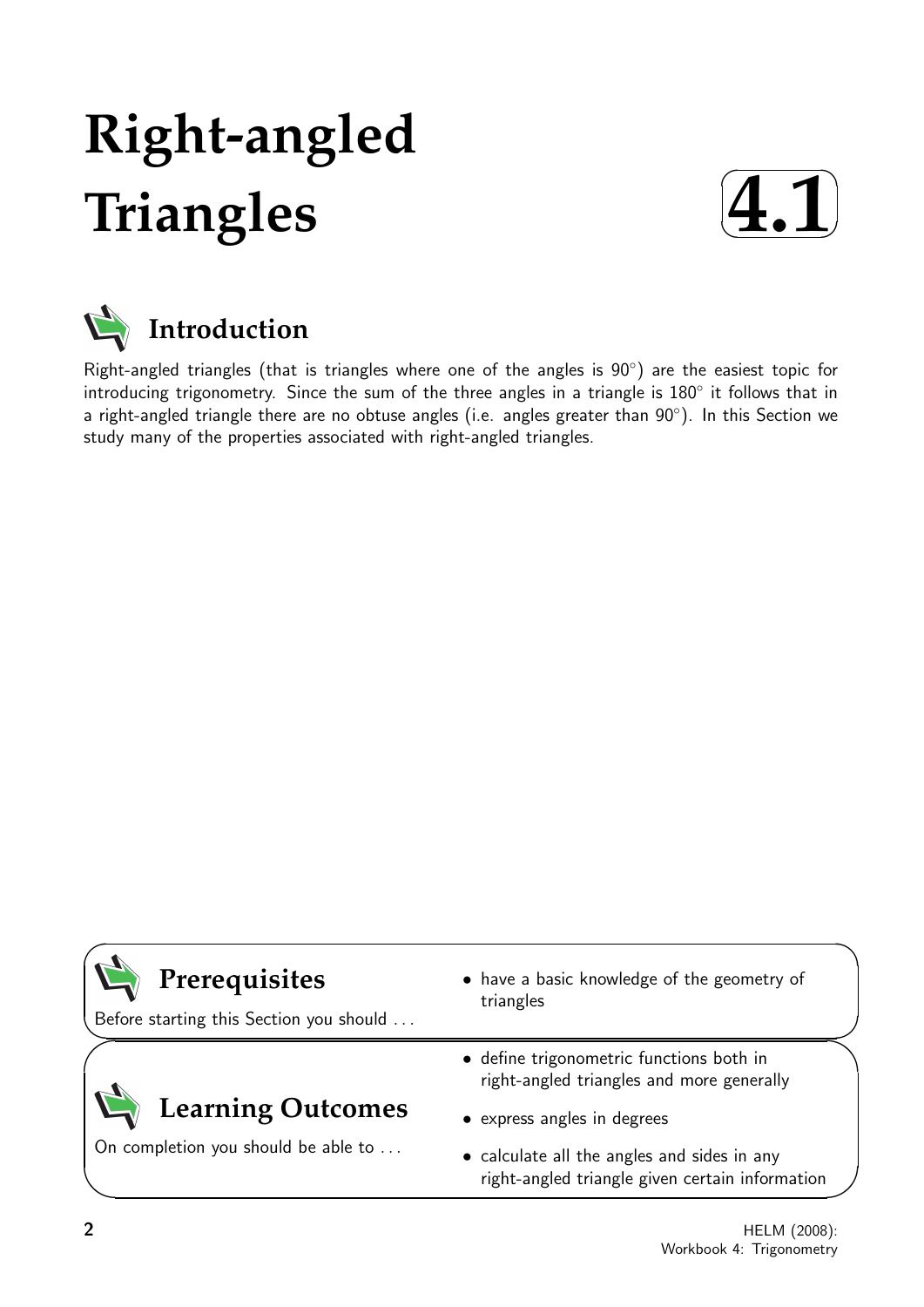# Right-angled Triangles

**4.1**

## Introduction

Right-angled triangles (that is triangles where one of the angles is $90^\circ$) are the easiest topic for introducing trigonometry. Since the sum of the three angles in a triangle is $180^\circ$ it follows that in a right-angled triangle there are no obtuse angles (i.e. angles greater than $90^\circ$). In this Section we study many of the properties associated with right-angled triangles.

## Prerequisites

Before starting this Section you should ...

- have a basic knowledge of the geometry of triangles

## Learning Outcomes

On completion you should be able to ...

- define trigonometric functions both in right-angled triangles and more generally
- express angles in degrees
- calculate all the angles and sides in any right-angled triangle given certain information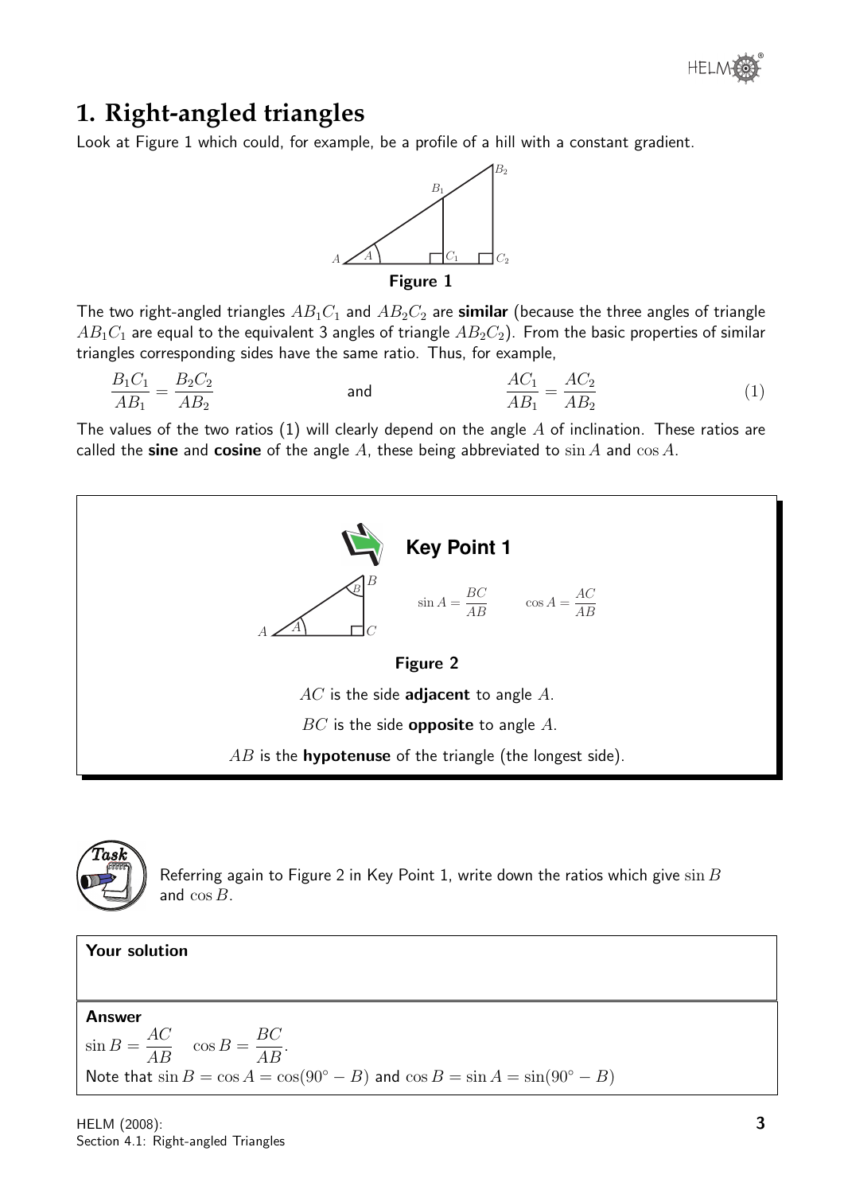# 1. Right-angled triangles

Look at Figure 1 which could, for example, be a profile of a hill with a constant gradient.

**Figure 1**

The two right-angled triangles $AB_1C_1$ and $AB_2C_2$ are **similar** (because the three angles of triangle $AB_1C_1$ are equal to the equivalent 3 angles of triangle $AB_2C_2$). From the basic properties of similar triangles corresponding sides have the same ratio. Thus, for example,

$$\frac{B_1C_1}{AB_1} = \frac{B_2C_2}{AB_2} \qquad \text{and} \qquad \frac{AC_1}{AB_1} = \frac{AC_2}{AB_2} \qquad (1)$$

The values of the two ratios (1) will clearly depend on the angle $A$ of inclination. These ratios are called the **sine** and **cosine** of the angle $A$, these being abbreviated to $\sin A$ and $\cos A$.

**Key Point 1**

$$\sin A = \frac{BC}{AB} \qquad \cos A = \frac{AC}{AB}$$

**Figure 2**

$AC$ is the side **adjacent** to angle $A$.

$BC$ is the side **opposite** to angle $A$.

$AB$ is the **hypotenuse** of the triangle (the longest side).

**Task**

Referring again to Figure 2 in Key Point 1, write down the ratios which give $\sin B$ and $\cos B$.

**Your solution**

**Answer**

$\sin B = \dfrac{AC}{AB} \quad \cos B = \dfrac{BC}{AB}$.

Note that $\sin B = \cos A = \cos(90^\circ - B)$ and $\cos B = \sin A = \sin(90^\circ - B)$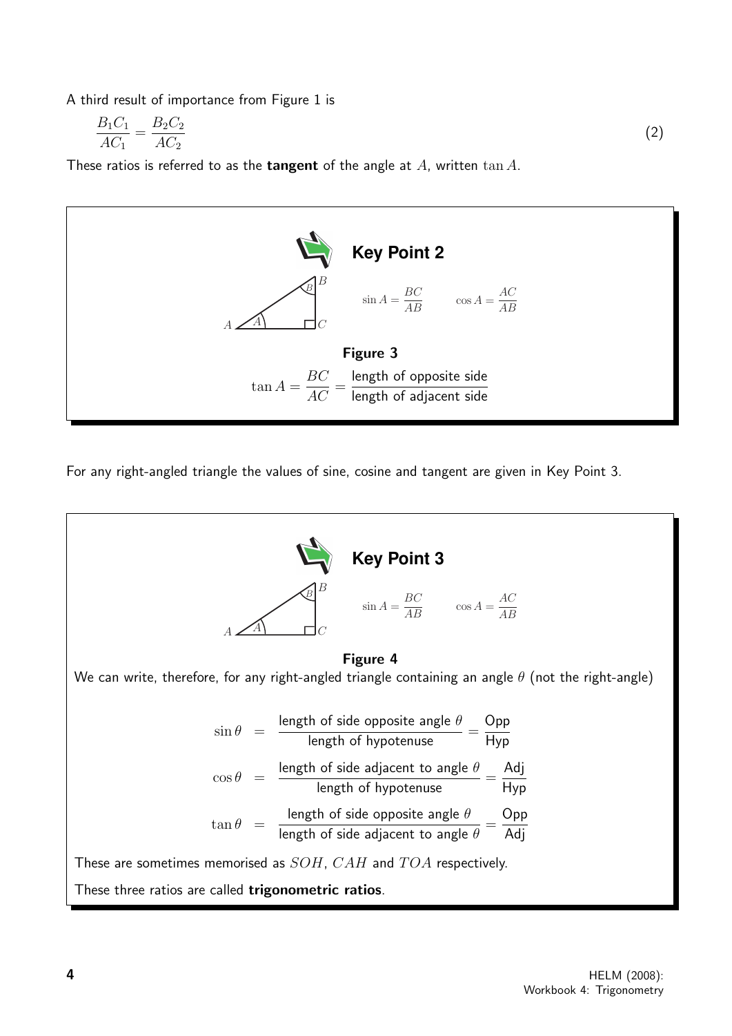A third result of importance from Figure 1 is

$$\frac{B_1C_1}{AC_1} = \frac{B_2C_2}{AC_2} \tag{2}$$

These ratios is referred to as the **tangent** of the angle at $A$, written $\tan A$.

### Key Point 2

$$\sin A = \frac{BC}{AB} \qquad \cos A = \frac{AC}{AB}$$

**Figure 3**

$$\tan A = \frac{BC}{AC} = \frac{\text{length of opposite side}}{\text{length of adjacent side}}$$

For any right-angled triangle the values of sine, cosine and tangent are given in Key Point 3.

### Key Point 3

$$\sin A = \frac{BC}{AB} \qquad \cos A = \frac{AC}{AB}$$

**Figure 4**

We can write, therefore, for any right-angled triangle containing an angle $\theta$ (not the right-angle)

$$\sin\theta = \frac{\text{length of side opposite angle } \theta}{\text{length of hypotenuse}} = \frac{\text{Opp}}{\text{Hyp}}$$

$$\cos\theta = \frac{\text{length of side adjacent to angle } \theta}{\text{length of hypotenuse}} = \frac{\text{Adj}}{\text{Hyp}}$$

$$\tan\theta = \frac{\text{length of side opposite angle } \theta}{\text{length of side adjacent to angle } \theta} = \frac{\text{Opp}}{\text{Adj}}$$

These are sometimes memorised as $SOH$, $CAH$ and $TOA$ respectively.

These three ratios are called **trigonometric ratios**.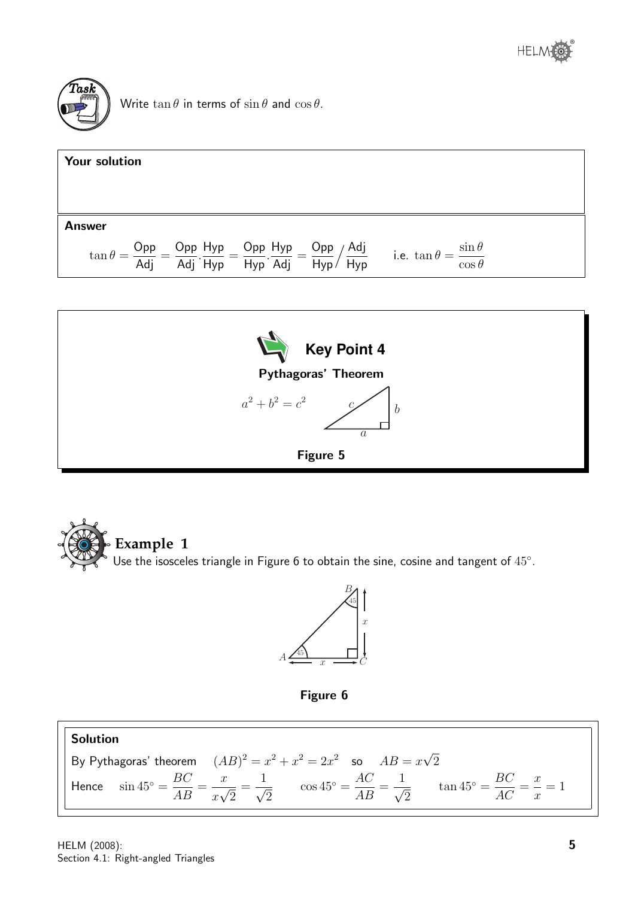**Task**

Write $\tan\theta$ in terms of $\sin\theta$ and $\cos\theta$.

**Your solution**

**Answer**

$$\tan\theta = \frac{\text{Opp}}{\text{Adj}} = \frac{\text{Opp}}{\text{Adj}}.\frac{\text{Hyp}}{\text{Hyp}} = \frac{\text{Opp}}{\text{Hyp}}.\frac{\text{Hyp}}{\text{Adj}} = \frac{\text{Opp}}{\text{Hyp}}\Big/\frac{\text{Adj}}{\text{Hyp}} \qquad \text{i.e. } \tan\theta = \frac{\sin\theta}{\cos\theta}$$

**Key Point 4**

**Pythagoras' Theorem**

$$a^2 + b^2 = c^2$$

**Figure 5**

## Example 1

Use the isosceles triangle in Figure 6 to obtain the sine, cosine and tangent of $45^\circ$.

**Figure 6**

**Solution**

By Pythagoras' theorem $\quad (AB)^2 = x^2 + x^2 = 2x^2 \quad$ so $\quad AB = x\sqrt{2}$

Hence $\quad \sin 45^\circ = \dfrac{BC}{AB} = \dfrac{x}{x\sqrt{2}} = \dfrac{1}{\sqrt{2}} \qquad \cos 45^\circ = \dfrac{AC}{AB} = \dfrac{1}{\sqrt{2}} \qquad \tan 45^\circ = \dfrac{BC}{AC} = \dfrac{x}{x} = 1$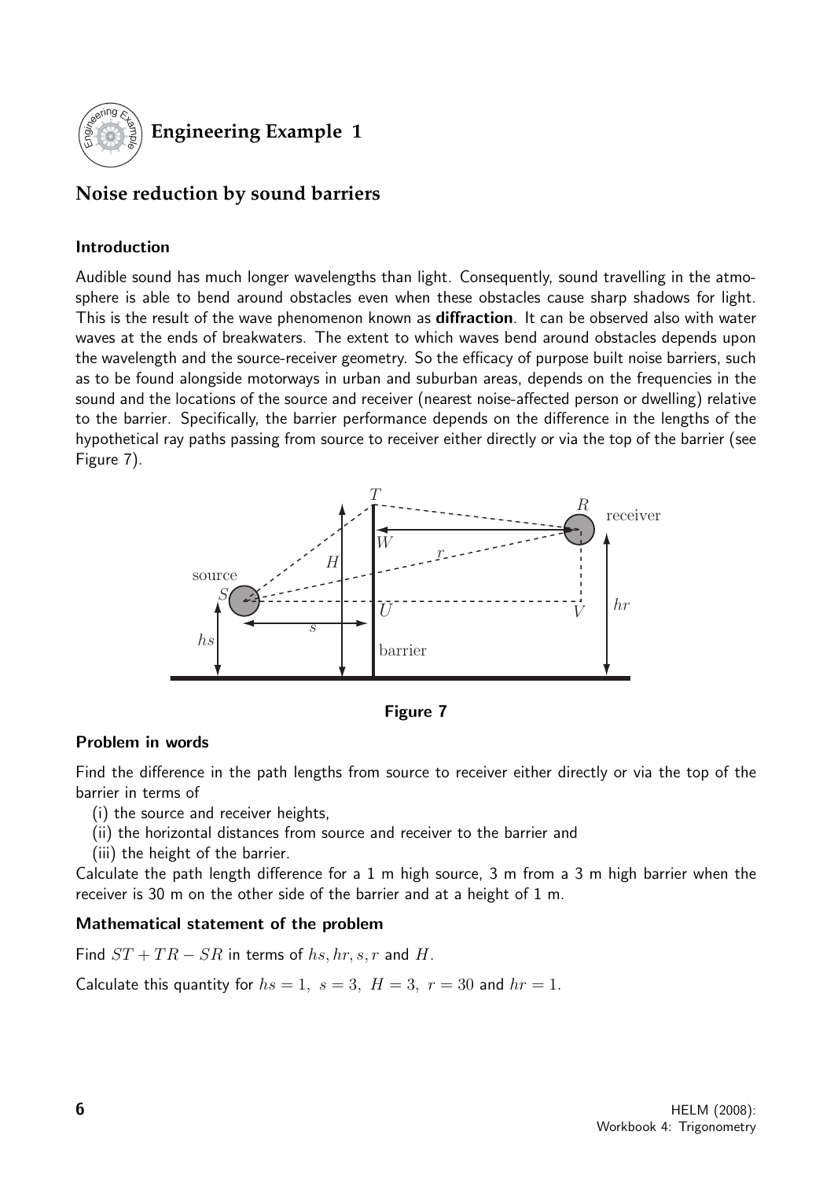## Engineering Example 1

## Noise reduction by sound barriers

### Introduction

Audible sound has much longer wavelengths than light. Consequently, sound travelling in the atmosphere is able to bend around obstacles even when these obstacles cause sharp shadows for light. This is the result of the wave phenomenon known as **diffraction**. It can be observed also with water waves at the ends of breakwaters. The extent to which waves bend around obstacles depends upon the wavelength and the source-receiver geometry. So the efficacy of purpose built noise barriers, such as to be found alongside motorways in urban and suburban areas, depends on the frequencies in the sound and the locations of the source and receiver (nearest noise-affected person or dwelling) relative to the barrier. Specifically, the barrier performance depends on the difference in the lengths of the hypothetical ray paths passing from source to receiver either directly or via the top of the barrier (see Figure 7).

Figure 7

### Problem in words

Find the difference in the path lengths from source to receiver either directly or via the top of the barrier in terms of

(i) the source and receiver heights,

(ii) the horizontal distances from source and receiver to the barrier and

(iii) the height of the barrier.

Calculate the path length difference for a 1 m high source, 3 m from a 3 m high barrier when the receiver is 30 m on the other side of the barrier and at a height of 1 m.

### Mathematical statement of the problem

Find $ST + TR - SR$ in terms of $hs, hr, s, r$ and $H$.

Calculate this quantity for $hs = 1,\ s = 3,\ H = 3,\ r = 30$ and $hr = 1$.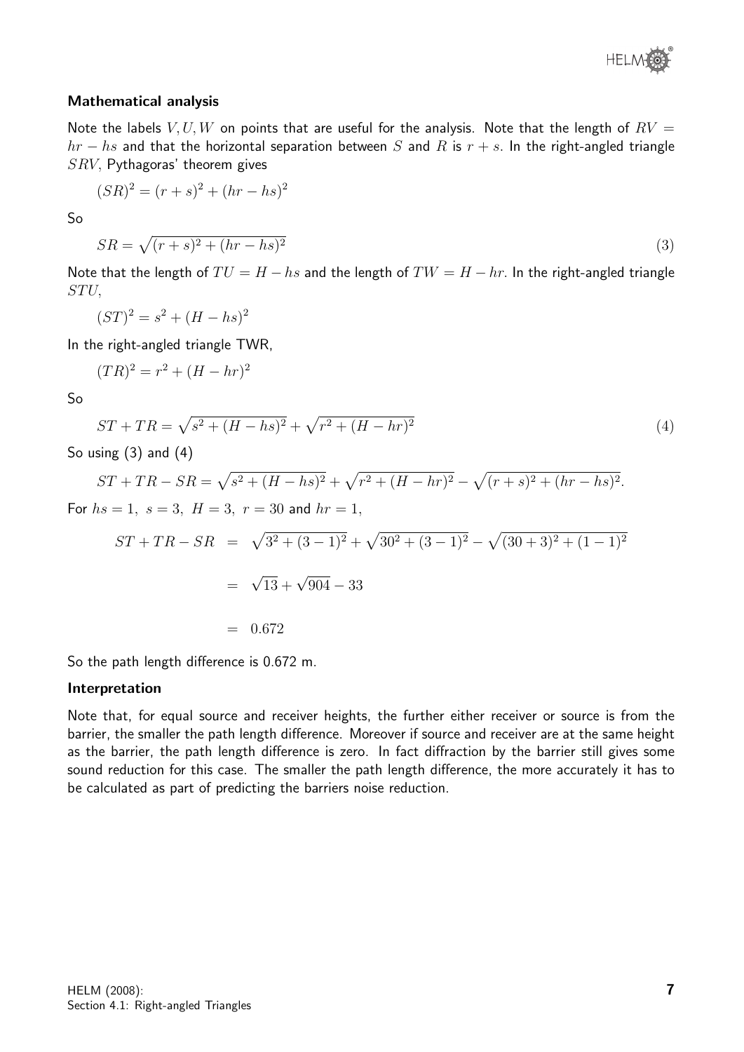### Mathematical analysis

Note the labels $V, U, W$ on points that are useful for the analysis. Note that the length of $RV = hr - hs$ and that the horizontal separation between $S$ and $R$ is $r + s$. In the right-angled triangle $SRV$, Pythagoras' theorem gives

$$(SR)^2 = (r+s)^2 + (hr - hs)^2$$

So

$$SR = \sqrt{(r+s)^2 + (hr-hs)^2} \qquad (3)$$

Note that the length of $TU = H - hs$ and the length of $TW = H - hr$. In the right-angled triangle $STU$,

$$(ST)^2 = s^2 + (H - hs)^2$$

In the right-angled triangle TWR,

$$(TR)^2 = r^2 + (H - hr)^2$$

So

$$ST + TR = \sqrt{s^2 + (H-hs)^2} + \sqrt{r^2 + (H-hr)^2} \qquad (4)$$

So using (3) and (4)

$$ST + TR - SR = \sqrt{s^2 + (H-hs)^2} + \sqrt{r^2 + (H-hr)^2} - \sqrt{(r+s)^2 + (hr-hs)^2}.$$

For $hs = 1,\ s = 3,\ H = 3,\ r = 30$ and $hr = 1$,

$$\begin{aligned} ST + TR - SR &= \sqrt{3^2 + (3-1)^2} + \sqrt{30^2 + (3-1)^2} - \sqrt{(30+3)^2 + (1-1)^2} \\ &= \sqrt{13} + \sqrt{904} - 33 \\ &= 0.672 \end{aligned}$$

So the path length difference is 0.672 m.

### Interpretation

Note that, for equal source and receiver heights, the further either receiver or source is from the barrier, the smaller the path length difference. Moreover if source and receiver are at the same height as the barrier, the path length difference is zero. In fact diffraction by the barrier still gives some sound reduction for this case. The smaller the path length difference, the more accurately it has to be calculated as part of predicting the barriers noise reduction.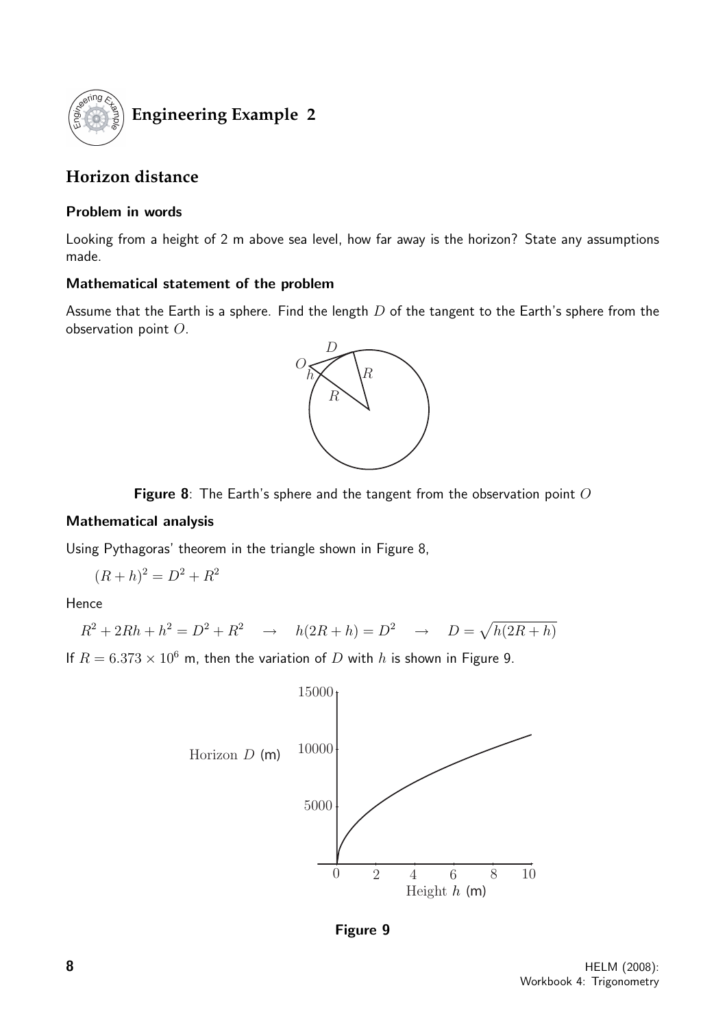## Engineering Example 2

## Horizon distance

### Problem in words

Looking from a height of 2 m above sea level, how far away is the horizon? State any assumptions made.

### Mathematical statement of the problem

Assume that the Earth is a sphere. Find the length $D$ of the tangent to the Earth's sphere from the observation point $O$.

**Figure 8**: The Earth's sphere and the tangent from the observation point $O$

### Mathematical analysis

Using Pythagoras' theorem in the triangle shown in Figure 8,

$$(R+h)^2 = D^2 + R^2$$

Hence

$$R^2 + 2Rh + h^2 = D^2 + R^2 \quad \rightarrow \quad h(2R+h) = D^2 \quad \rightarrow \quad D = \sqrt{h(2R+h)}$$

If $R = 6.373 \times 10^6$ m, then the variation of $D$ with $h$ is shown in Figure 9.

**Figure 9**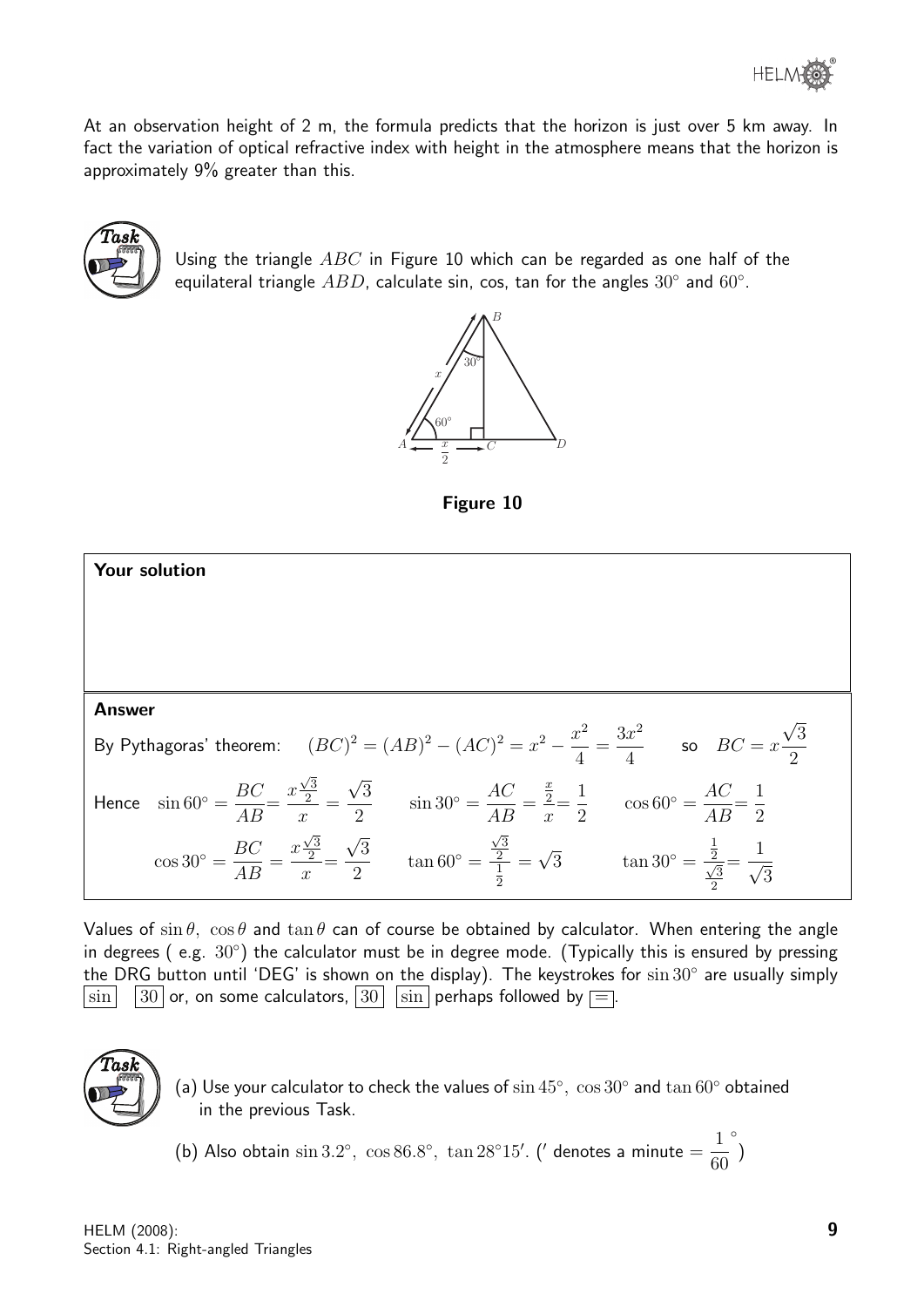At an observation height of 2 m, the formula predicts that the horizon is just over 5 km away. In fact the variation of optical refractive index with height in the atmosphere means that the horizon is approximately 9% greater than this.

**Task**

Using the triangle $ABC$ in Figure 10 which can be regarded as one half of the equilateral triangle $ABD$, calculate sin, cos, tan for the angles $30^\circ$ and $60^\circ$.

**Figure 10**

**Your solution**

**Answer**

By Pythagoras' theorem: $(BC)^2 = (AB)^2 - (AC)^2 = x^2 - \dfrac{x^2}{4} = \dfrac{3x^2}{4}$ so $BC = x\dfrac{\sqrt{3}}{2}$

Hence $\sin 60^\circ = \dfrac{BC}{AB} = \dfrac{x\frac{\sqrt{3}}{2}}{x} = \dfrac{\sqrt{3}}{2}$ $\quad \sin 30^\circ = \dfrac{AC}{AB} = \dfrac{\frac{x}{2}}{x} = \dfrac{1}{2}$ $\quad \cos 60^\circ = \dfrac{AC}{AB} = \dfrac{1}{2}$

$\cos 30^\circ = \dfrac{BC}{AB} = \dfrac{x\frac{\sqrt{3}}{2}}{x} = \dfrac{\sqrt{3}}{2}$ $\quad \tan 60^\circ = \dfrac{\frac{\sqrt{3}}{2}}{\frac{1}{2}} = \sqrt{3}$ $\quad \tan 30^\circ = \dfrac{\frac{1}{2}}{\frac{\sqrt{3}}{2}} = \dfrac{1}{\sqrt{3}}$

Values of $\sin\theta$, $\cos\theta$ and $\tan\theta$ can of course be obtained by calculator. When entering the angle in degrees ( e.g. $30^\circ$) the calculator must be in degree mode. (Typically this is ensured by pressing the DRG button until 'DEG' is shown on the display). The keystrokes for $\sin 30^\circ$ are usually simply [sin] [30] or, on some calculators, [30] [sin] perhaps followed by [=].

**Task**

(a) Use your calculator to check the values of $\sin 45^\circ$, $\cos 30^\circ$ and $\tan 60^\circ$ obtained in the previous Task.

(b) Also obtain $\sin 3.2^\circ$, $\cos 86.8^\circ$, $\tan 28^\circ 15'$. ($'$ denotes a minute $= \dfrac{1}{60}^\circ$)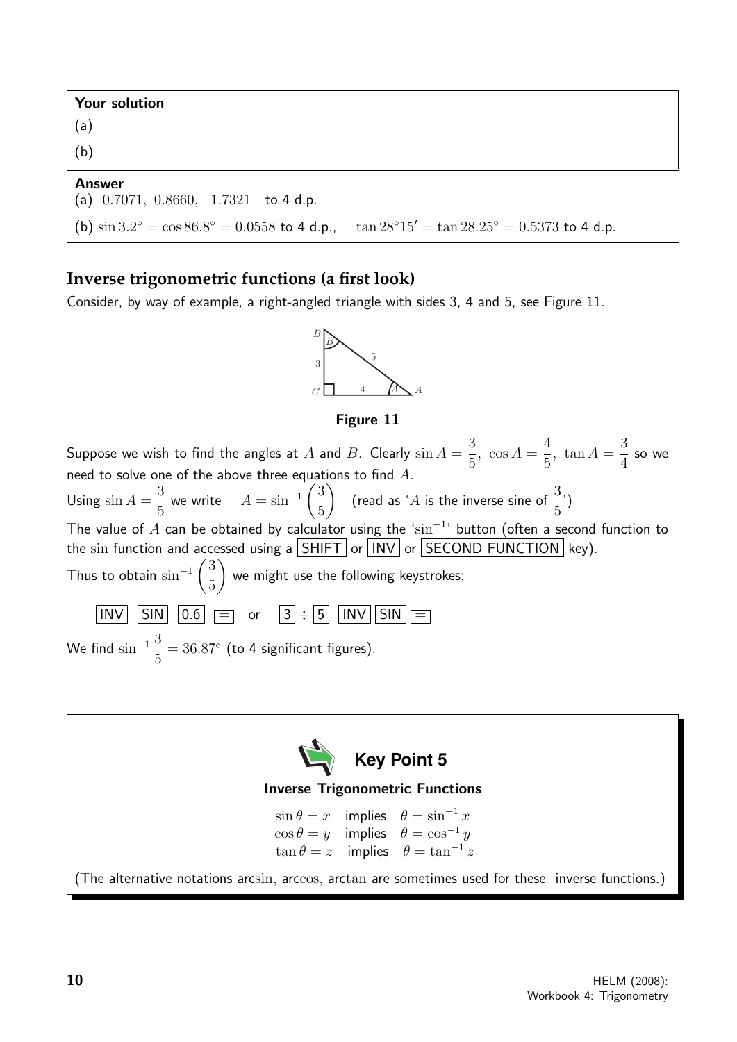**Your solution**

(a)

(b)

**Answer**

(a) $0.7071,\ 0.8660,\ \ 1.7321$ to 4 d.p.

(b) $\sin 3.2^\circ = \cos 86.8^\circ = 0.0558$ to 4 d.p., $\quad \tan 28^\circ 15' = \tan 28.25^\circ = 0.5373$ to 4 d.p.

## Inverse trigonometric functions (a first look)

Consider, by way of example, a right-angled triangle with sides 3, 4 and 5, see Figure 11.

**Figure 11**

Suppose we wish to find the angles at $A$ and $B$. Clearly $\sin A = \dfrac{3}{5},\ \cos A = \dfrac{4}{5},\ \tan A = \dfrac{3}{4}$ so we need to solve one of the above three equations to find $A$.

Using $\sin A = \dfrac{3}{5}$ we write $\quad A = \sin^{-1}\left(\dfrac{3}{5}\right) \quad$ (read as '$A$ is the inverse sine of $\dfrac{3}{5}$')

The value of $A$ can be obtained by calculator using the '$\sin^{-1}$' button (often a second function to the sin function and accessed using a SHIFT or INV or SECOND FUNCTION key).

Thus to obtain $\sin^{-1}\left(\dfrac{3}{5}\right)$ we might use the following keystrokes:

INV SIN 0.6 = or 3 ÷ 5 INV SIN =

We find $\sin^{-1}\dfrac{3}{5} = 36.87^\circ$ (to 4 significant figures).

**Key Point 5**

**Inverse Trigonometric Functions**

$\sin\theta = x \quad$ implies $\quad \theta = \sin^{-1} x$

$\cos\theta = y \quad$ implies $\quad \theta = \cos^{-1} y$

$\tan\theta = z \quad$ implies $\quad \theta = \tan^{-1} z$

(The alternative notations arcsin, arccos, arctan are sometimes used for these inverse functions.)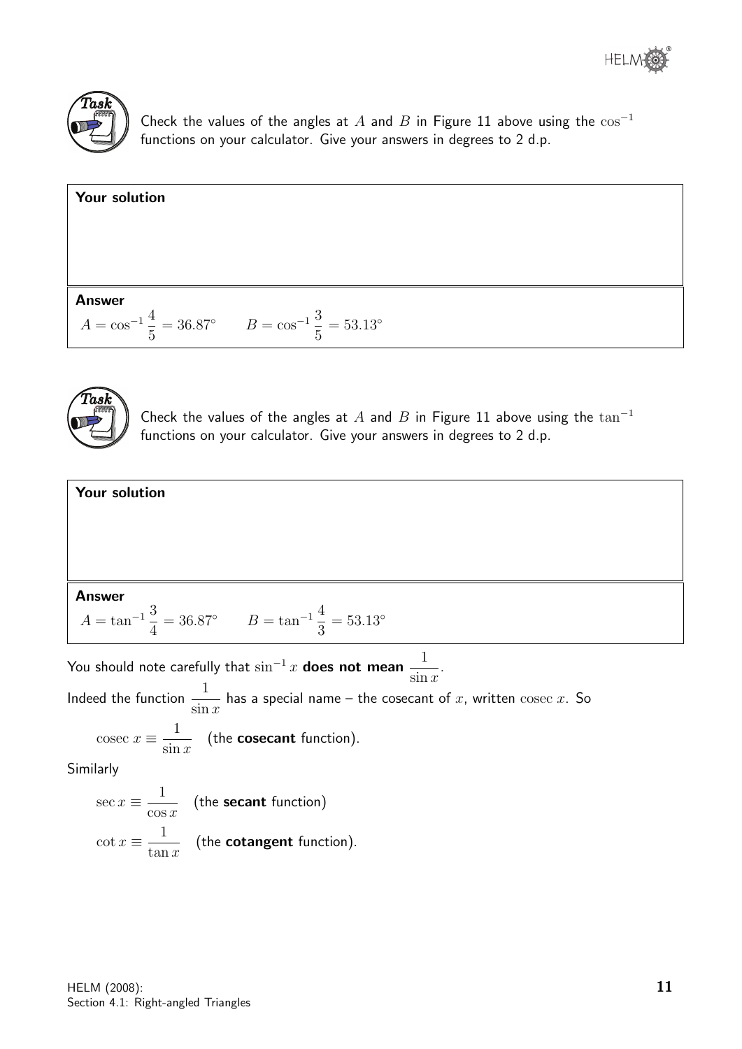**Task**

Check the values of the angles at $A$ and $B$ in Figure 11 above using the $\cos^{-1}$ functions on your calculator. Give your answers in degrees to 2 d.p.

**Your solution**

**Answer**

$A = \cos^{-1}\dfrac{4}{5} = 36.87^\circ \qquad B = \cos^{-1}\dfrac{3}{5} = 53.13^\circ$

**Task**

Check the values of the angles at $A$ and $B$ in Figure 11 above using the $\tan^{-1}$ functions on your calculator. Give your answers in degrees to 2 d.p.

**Your solution**

**Answer**

$A = \tan^{-1}\dfrac{3}{4} = 36.87^\circ \qquad B = \tan^{-1}\dfrac{4}{3} = 53.13^\circ$

You should note carefully that $\sin^{-1} x$ **does not mean** $\dfrac{1}{\sin x}$.

Indeed the function $\dfrac{1}{\sin x}$ has a special name – the cosecant of $x$, written $\text{cosec}\ x$. So

$$\text{cosec}\ x \equiv \frac{1}{\sin x} \quad \text{(the \textbf{cosecant} function).}$$

Similarly

$$\sec x \equiv \frac{1}{\cos x} \quad \text{(the \textbf{secant} function)}$$

$$\cot x \equiv \frac{1}{\tan x} \quad \text{(the \textbf{cotangent} function).}$$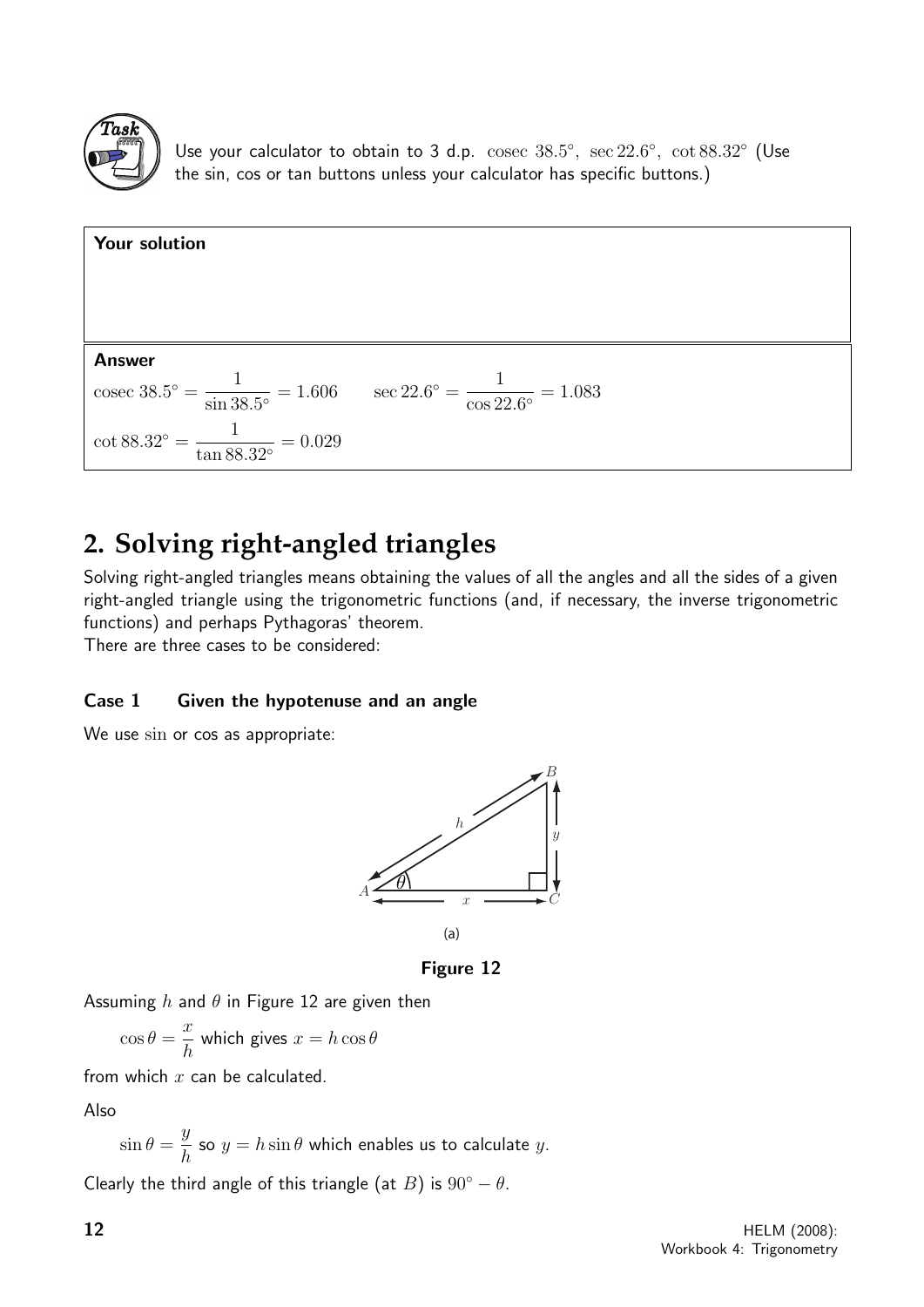**Task**

Use your calculator to obtain to 3 d.p. $\text{cosec } 38.5^\circ$, $\sec 22.6^\circ$, $\cot 88.32^\circ$ (Use the sin, cos or tan buttons unless your calculator has specific buttons.)

**Your solution**

**Answer**

$$\text{cosec } 38.5^\circ = \frac{1}{\sin 38.5^\circ} = 1.606 \qquad \sec 22.6^\circ = \frac{1}{\cos 22.6^\circ} = 1.083$$

$$\cot 88.32^\circ = \frac{1}{\tan 88.32^\circ} = 0.029$$

## 2. Solving right-angled triangles

Solving right-angled triangles means obtaining the values of all the angles and all the sides of a given right-angled triangle using the trigonometric functions (and, if necessary, the inverse trigonometric functions) and perhaps Pythagoras' theorem.

There are three cases to be considered:

### Case 1 Given the hypotenuse and an angle

We use sin or cos as appropriate:

(a)

**Figure 12**

Assuming $h$ and $\theta$ in Figure 12 are given then

$\cos\theta = \dfrac{x}{h}$ which gives $x = h\cos\theta$

from which $x$ can be calculated.

Also

$\sin\theta = \dfrac{y}{h}$ so $y = h\sin\theta$ which enables us to calculate $y$.

Clearly the third angle of this triangle (at $B$) is $90^\circ - \theta$.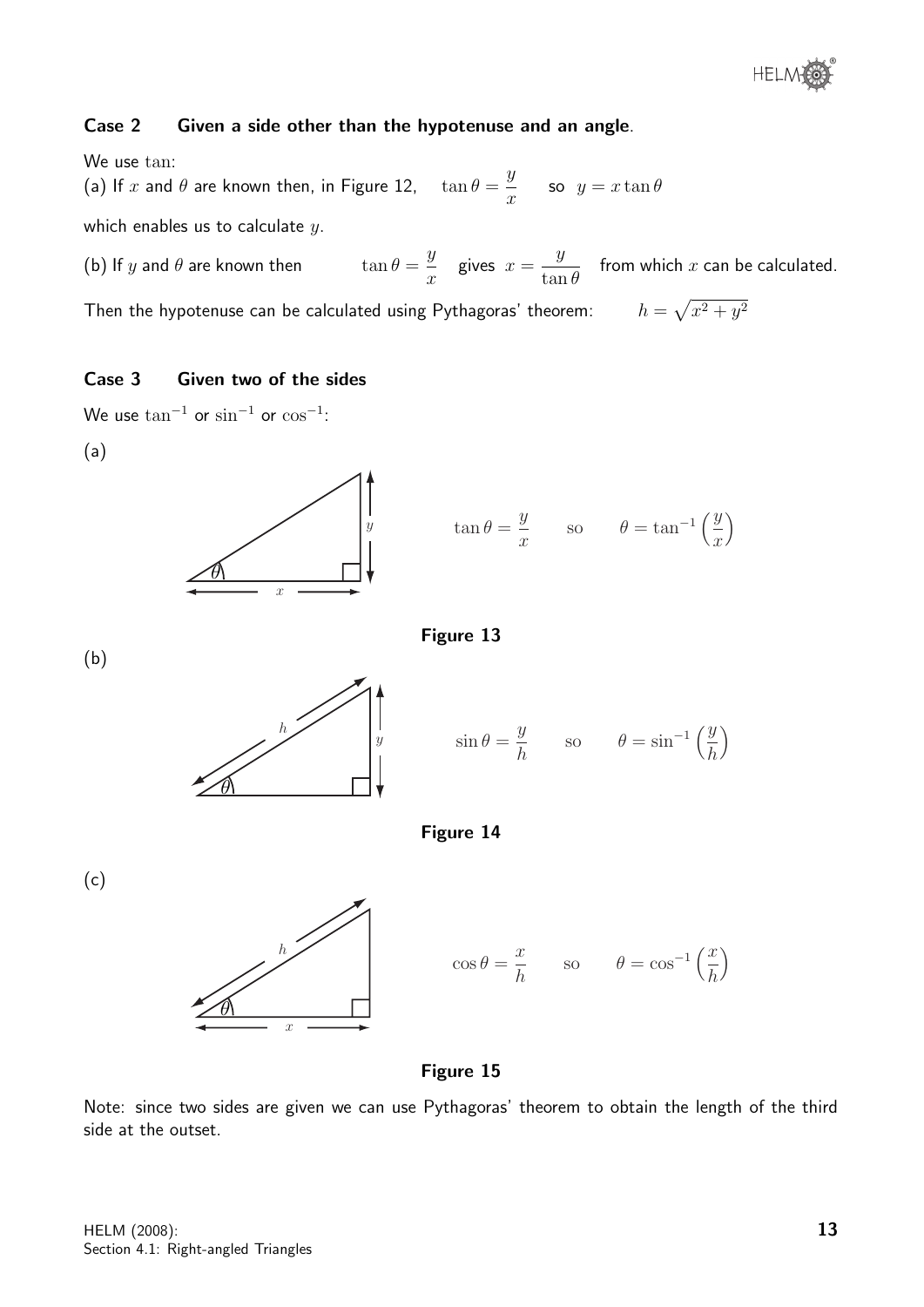### Case 2 Given a side other than the hypotenuse and an angle.

We use tan:

(a) If $x$ and $\theta$ are known then, in Figure 12, $\tan\theta = \dfrac{y}{x}$ so $y = x\tan\theta$

which enables us to calculate $y$.

(b) If $y$ and $\theta$ are known then $\tan\theta = \dfrac{y}{x}$ gives $x = \dfrac{y}{\tan\theta}$ from which $x$ can be calculated.

Then the hypotenuse can be calculated using Pythagoras' theorem: $h = \sqrt{x^2 + y^2}$

### Case 3 Given two of the sides

We use $\tan^{-1}$ or $\sin^{-1}$ or $\cos^{-1}$:

(a)

$$\tan\theta = \frac{y}{x} \qquad \text{so} \qquad \theta = \tan^{-1}\left(\frac{y}{x}\right)$$

**Figure 13**

(b)

$$\sin\theta = \frac{y}{h} \qquad \text{so} \qquad \theta = \sin^{-1}\left(\frac{y}{h}\right)$$

**Figure 14**

(c)

$$\cos\theta = \frac{x}{h} \qquad \text{so} \qquad \theta = \cos^{-1}\left(\frac{x}{h}\right)$$

**Figure 15**

Note: since two sides are given we can use Pythagoras' theorem to obtain the length of the third side at the outset.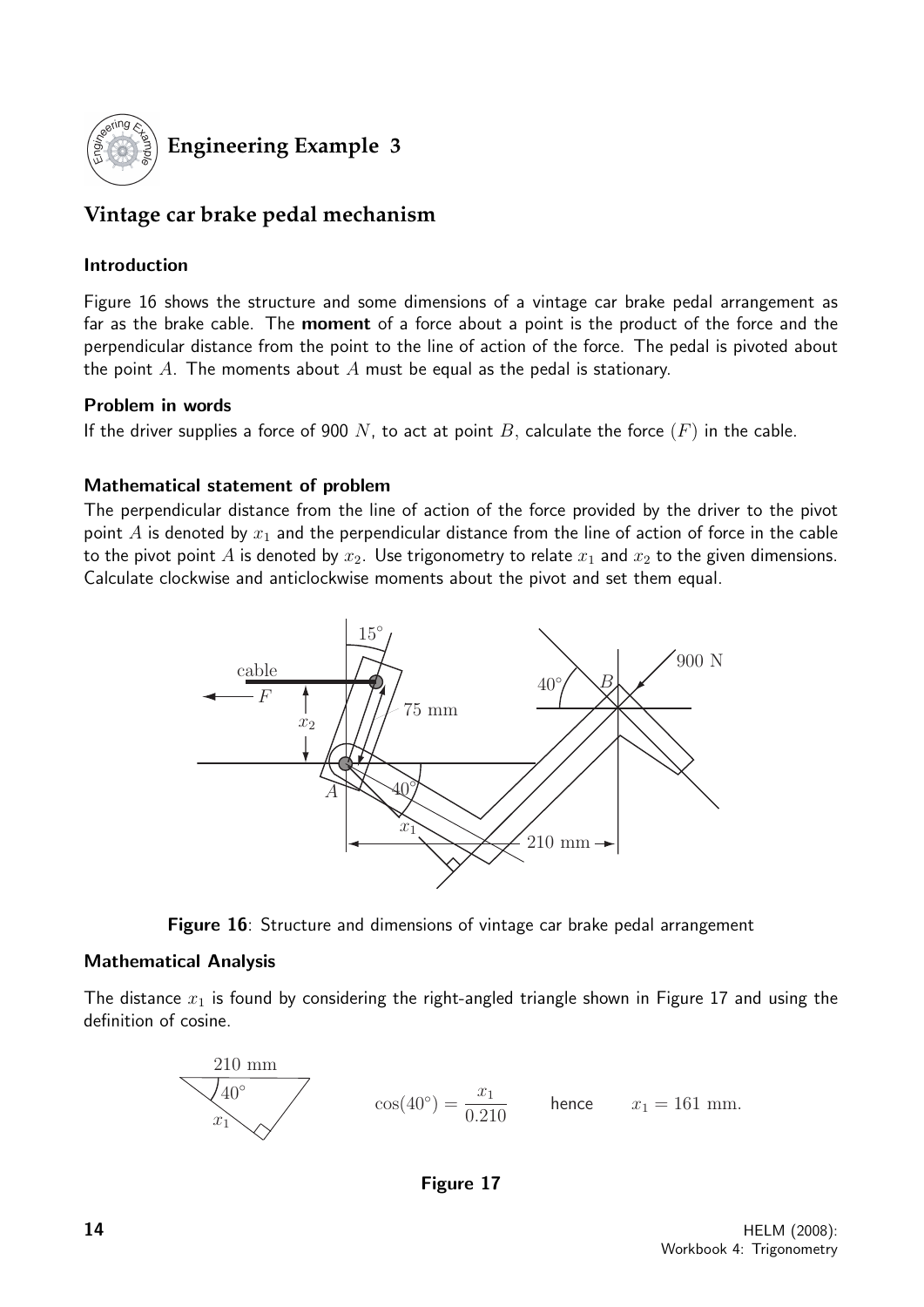## Engineering Example 3

## Vintage car brake pedal mechanism

### Introduction

Figure 16 shows the structure and some dimensions of a vintage car brake pedal arrangement as far as the brake cable. The **moment** of a force about a point is the product of the force and the perpendicular distance from the point to the line of action of the force. The pedal is pivoted about the point $A$. The moments about $A$ must be equal as the pedal is stationary.

### Problem in words

If the driver supplies a force of 900 $N$, to act at point $B$, calculate the force ($F$) in the cable.

### Mathematical statement of problem

The perpendicular distance from the line of action of the force provided by the driver to the pivot point $A$ is denoted by $x_1$ and the perpendicular distance from the line of action of force in the cable to the pivot point $A$ is denoted by $x_2$. Use trigonometry to relate $x_1$ and $x_2$ to the given dimensions. Calculate clockwise and anticlockwise moments about the pivot and set them equal.

**Figure 16**: Structure and dimensions of vintage car brake pedal arrangement

### Mathematical Analysis

The distance $x_1$ is found by considering the right-angled triangle shown in Figure 17 and using the definition of cosine.

$$\cos(40^\circ) = \frac{x_1}{0.210} \qquad \text{hence} \qquad x_1 = 161 \text{ mm.}$$

**Figure 17**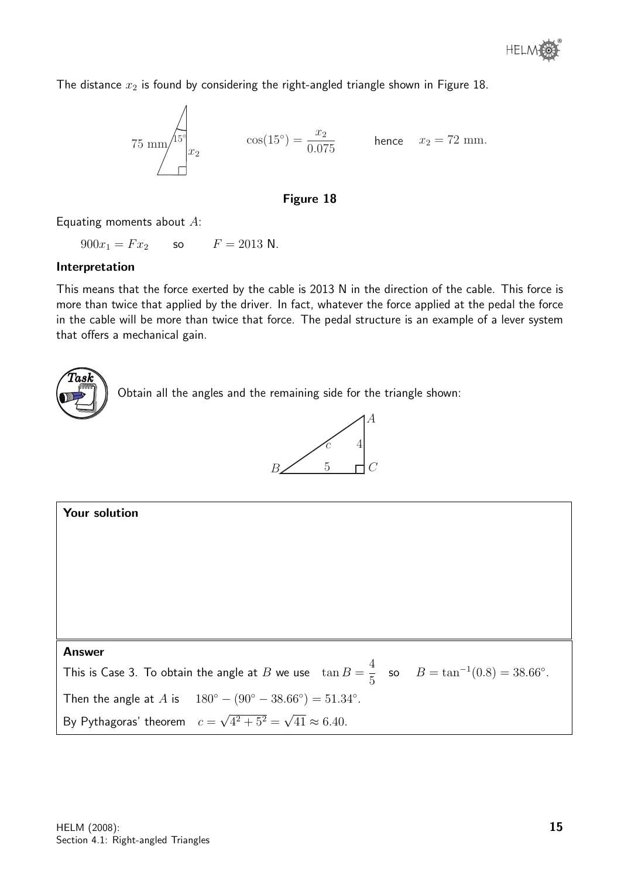The distance $x_2$ is found by considering the right-angled triangle shown in Figure 18.

$$\cos(15^\circ) = \frac{x_2}{0.075} \qquad \text{hence} \quad x_2 = 72 \text{ mm}.$$

**Figure 18**

Equating moments about $A$:

$900x_1 = Fx_2$ so $F = 2013$ N.

**Interpretation**

This means that the force exerted by the cable is 2013 N in the direction of the cable. This force is more than twice that applied by the driver. In fact, whatever the force applied at the pedal the force in the cable will be more than twice that force. The pedal structure is an example of a lever system that offers a mechanical gain.

**Task**

Obtain all the angles and the remaining side for the triangle shown:

**Your solution**

**Answer**

This is Case 3. To obtain the angle at $B$ we use $\tan B = \dfrac{4}{5}$ so $B = \tan^{-1}(0.8) = 38.66^\circ$.

Then the angle at $A$ is $180^\circ - (90^\circ - 38.66^\circ) = 51.34^\circ$.

By Pythagoras' theorem $c = \sqrt{4^2 + 5^2} = \sqrt{41} \approx 6.40$.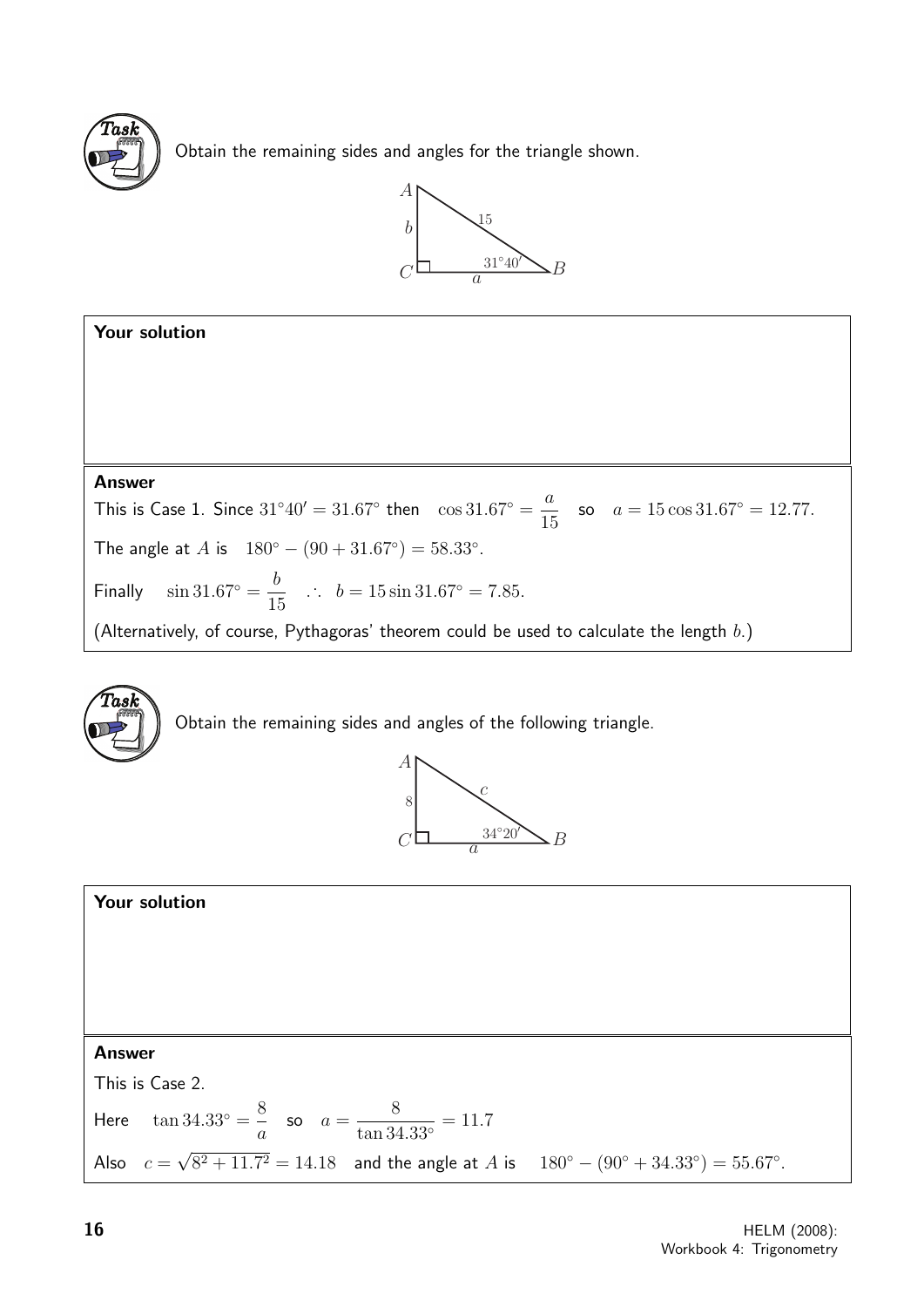**Task**

Obtain the remaining sides and angles for the triangle shown.

**Your solution**

**Answer**

This is Case 1. Since $31°40' = 31.67°$ then $\cos 31.67° = \dfrac{a}{15}$ so $a = 15\cos 31.67° = 12.77$.

The angle at $A$ is $180° - (90 + 31.67°) = 58.33°$.

Finally $\sin 31.67° = \dfrac{b}{15}$ $\therefore$ $b = 15\sin 31.67° = 7.85$.

(Alternatively, of course, Pythagoras' theorem could be used to calculate the length $b$.)

**Task**

Obtain the remaining sides and angles of the following triangle.

**Your solution**

**Answer**

This is Case 2.

Here $\tan 34.33° = \dfrac{8}{a}$ so $a = \dfrac{8}{\tan 34.33°} = 11.7$

Also $c = \sqrt{8^2 + 11.7^2} = 14.18$ and the angle at $A$ is $180° - (90° + 34.33°) = 55.67°$.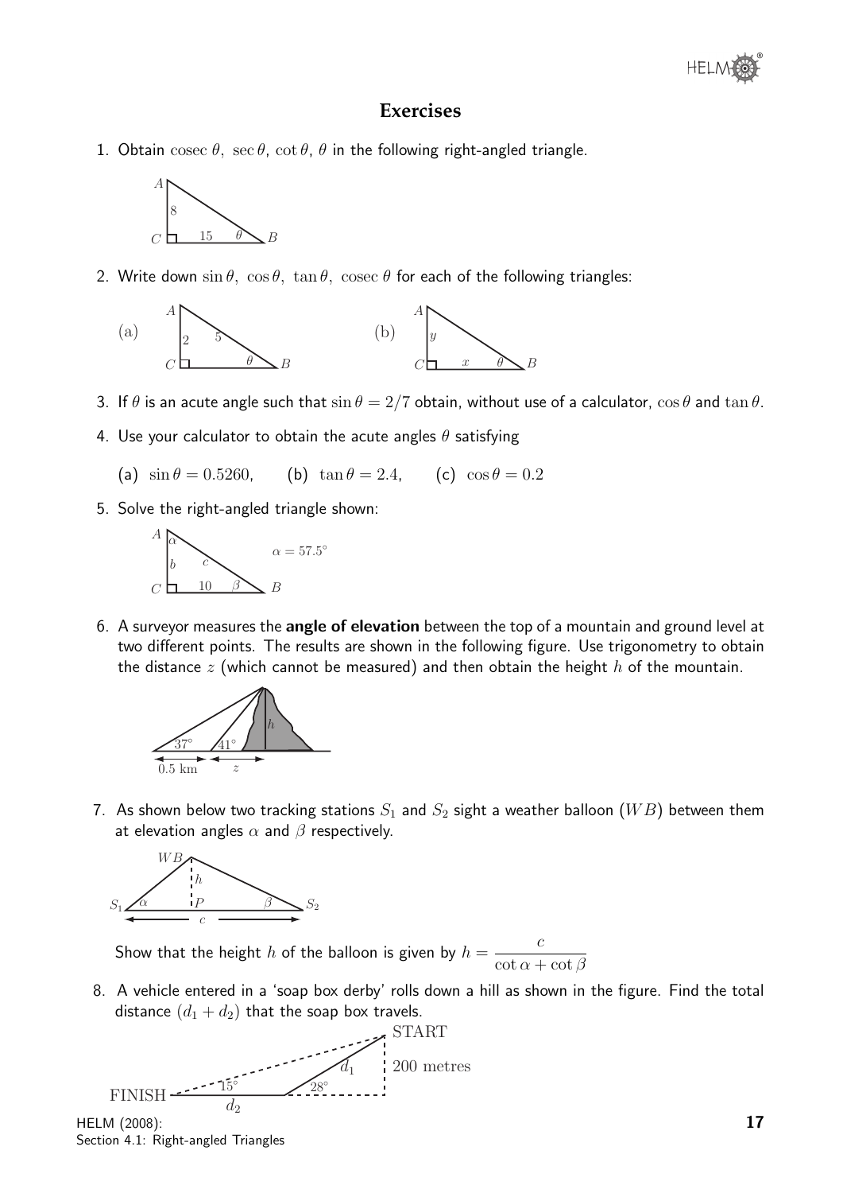## Exercises

1. Obtain $\text{cosec}\,\theta,\ \sec\theta,\ \cot\theta,\ \theta$ in the following right-angled triangle.

2. Write down $\sin\theta,\ \cos\theta,\ \tan\theta,\ \text{cosec}\,\theta$ for each of the following triangles:

   (a) (b)

3. If $\theta$ is an acute angle such that $\sin\theta = 2/7$ obtain, without use of a calculator, $\cos\theta$ and $\tan\theta$.

4. Use your calculator to obtain the acute angles $\theta$ satisfying

   (a) $\sin\theta = 0.5260$, (b) $\tan\theta = 2.4$, (c) $\cos\theta = 0.2$

5. Solve the right-angled triangle shown:

   $\alpha = 57.5^\circ$

6. A surveyor measures the **angle of elevation** between the top of a mountain and ground level at two different points. The results are shown in the following figure. Use trigonometry to obtain the distance $z$ (which cannot be measured) and then obtain the height $h$ of the mountain.

7. As shown below two tracking stations $S_1$ and $S_2$ sight a weather balloon ($WB$) between them at elevation angles $\alpha$ and $\beta$ respectively.

   Show that the height $h$ of the balloon is given by $h = \dfrac{c}{\cot\alpha + \cot\beta}$

8. A vehicle entered in a 'soap box derby' rolls down a hill as shown in the figure. Find the total distance $(d_1 + d_2)$ that the soap box travels.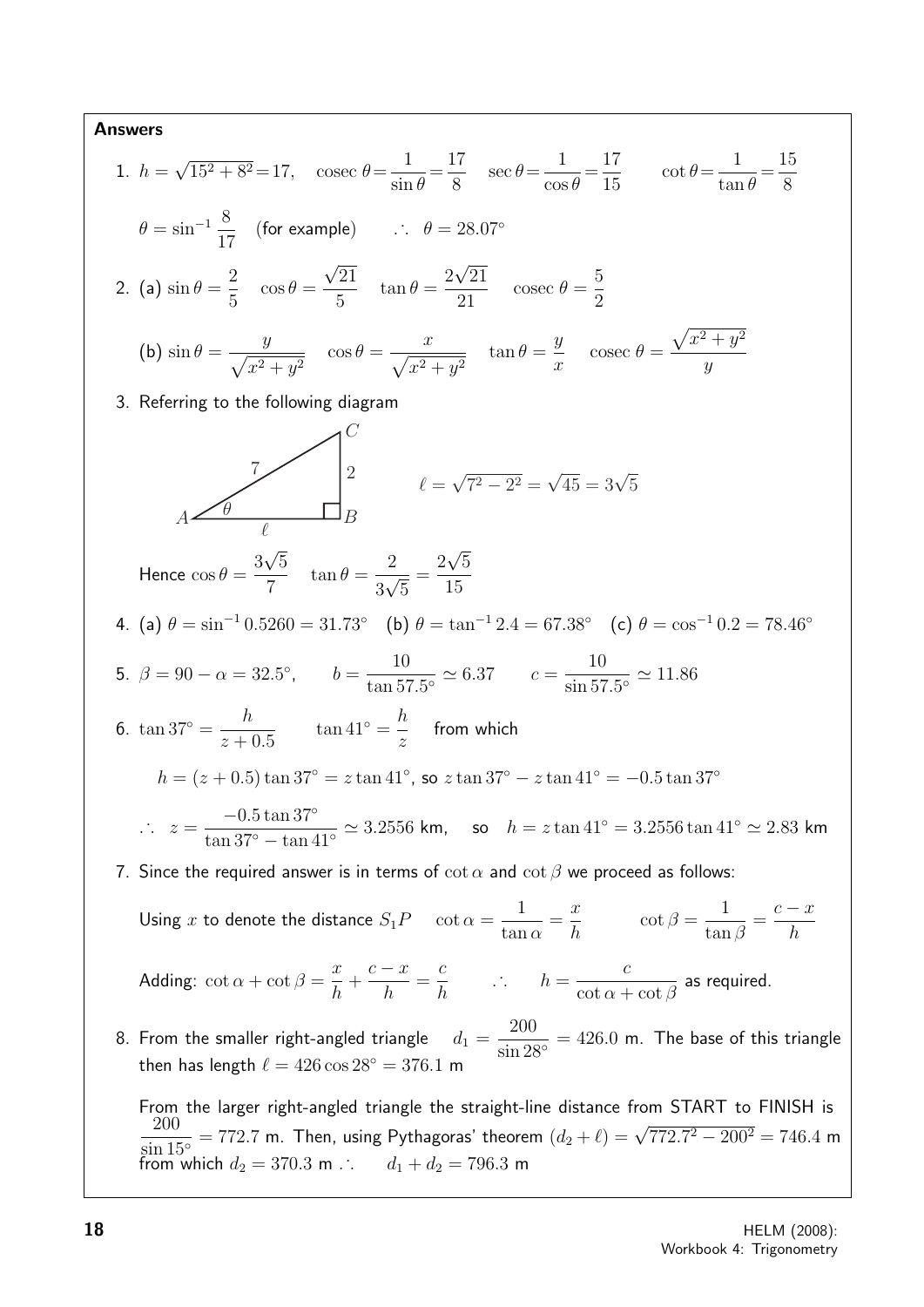**Answers**

1. $h = \sqrt{15^2 + 8^2} = 17, \quad \text{cosec}\,\theta = \dfrac{1}{\sin\theta} = \dfrac{17}{8} \quad \sec\theta = \dfrac{1}{\cos\theta} = \dfrac{17}{15} \qquad \cot\theta = \dfrac{1}{\tan\theta} = \dfrac{15}{8}$

   $\theta = \sin^{-1}\dfrac{8}{17}$ (for example) $\quad \therefore \quad \theta = 28.07^\circ$

2. (a) $\sin\theta = \dfrac{2}{5} \quad \cos\theta = \dfrac{\sqrt{21}}{5} \quad \tan\theta = \dfrac{2\sqrt{21}}{21} \quad \text{cosec}\,\theta = \dfrac{5}{2}$

   (b) $\sin\theta = \dfrac{y}{\sqrt{x^2+y^2}} \quad \cos\theta = \dfrac{x}{\sqrt{x^2+y^2}} \quad \tan\theta = \dfrac{y}{x} \quad \text{cosec}\,\theta = \dfrac{\sqrt{x^2+y^2}}{y}$

3. Referring to the following diagram

   $\ell = \sqrt{7^2 - 2^2} = \sqrt{45} = 3\sqrt{5}$

   Hence $\cos\theta = \dfrac{3\sqrt{5}}{7} \quad \tan\theta = \dfrac{2}{3\sqrt{5}} = \dfrac{2\sqrt{5}}{15}$

4. (a) $\theta = \sin^{-1} 0.5260 = 31.73^\circ$ (b) $\theta = \tan^{-1} 2.4 = 67.38^\circ$ (c) $\theta = \cos^{-1} 0.2 = 78.46^\circ$

5. $\beta = 90 - \alpha = 32.5^\circ, \qquad b = \dfrac{10}{\tan 57.5^\circ} \simeq 6.37 \qquad c = \dfrac{10}{\sin 57.5^\circ} \simeq 11.86$

6. $\tan 37^\circ = \dfrac{h}{z + 0.5} \qquad \tan 41^\circ = \dfrac{h}{z}$ from which

   $h = (z + 0.5)\tan 37^\circ = z\tan 41^\circ$, so $z\tan 37^\circ - z\tan 41^\circ = -0.5\tan 37^\circ$

   $\therefore \quad z = \dfrac{-0.5\tan 37^\circ}{\tan 37^\circ - \tan 41^\circ} \simeq 3.2556$ km, so $\quad h = z\tan 41^\circ = 3.2556\tan 41^\circ \simeq 2.83$ km

7. Since the required answer is in terms of $\cot\alpha$ and $\cot\beta$ we proceed as follows:

   Using $x$ to denote the distance $S_1P \quad \cot\alpha = \dfrac{1}{\tan\alpha} = \dfrac{x}{h} \qquad \cot\beta = \dfrac{1}{\tan\beta} = \dfrac{c - x}{h}$

   Adding: $\cot\alpha + \cot\beta = \dfrac{x}{h} + \dfrac{c - x}{h} = \dfrac{c}{h} \qquad \therefore \quad h = \dfrac{c}{\cot\alpha + \cot\beta}$ as required.

8. From the smaller right-angled triangle $\quad d_1 = \dfrac{200}{\sin 28^\circ} = 426.0$ m. The base of this triangle then has length $\ell = 426\cos 28^\circ = 376.1$ m

   From the larger right-angled triangle the straight-line distance from START to FINISH is $\dfrac{200}{\sin 15^\circ} = 772.7$ m. Then, using Pythagoras' theorem $(d_2 + \ell) = \sqrt{772.7^2 - 200^2} = 746.4$ m from which $d_2 = 370.3$ m $\therefore \quad d_1 + d_2 = 796.3$ m